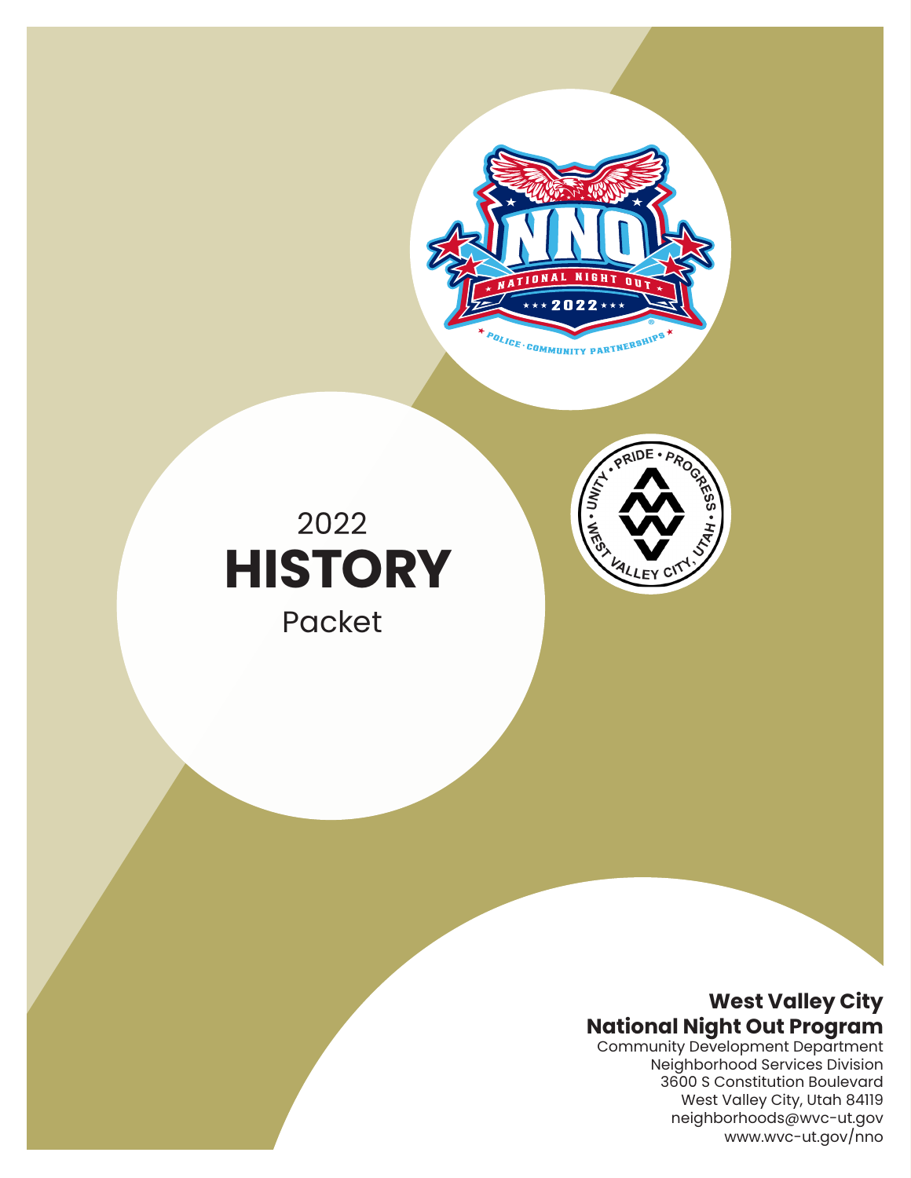2022

# HISTORY

Packet

**West Valley City**
**National Night Out Program**
Community Development Department
Neighborhood Services Division
3600 S Constitution Boulevard
West Valley City, Utah 84119
neighborhoods@wvc-ut.gov
www.wvc-ut.gov/nno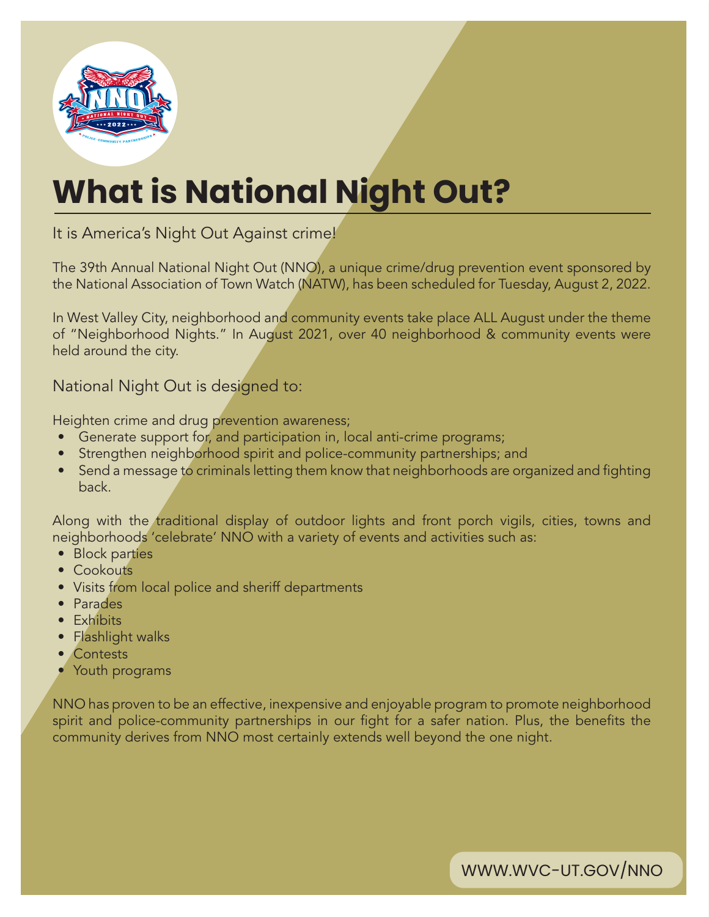# What is National Night Out?

It is America's Night Out Against crime!

The 39th Annual National Night Out (NNO), a unique crime/drug prevention event sponsored by the National Association of Town Watch (NATW), has been scheduled for Tuesday, August 2, 2022.

In West Valley City, neighborhood and community events take place ALL August under the theme of "Neighborhood Nights." In August 2021, over 40 neighborhood & community events were held around the city.

National Night Out is designed to:

Heighten crime and drug prevention awareness;

- Generate support for, and participation in, local anti-crime programs;
- Strengthen neighborhood spirit and police-community partnerships; and
- Send a message to criminals letting them know that neighborhoods are organized and fighting back.

Along with the traditional display of outdoor lights and front porch vigils, cities, towns and neighborhoods 'celebrate' NNO with a variety of events and activities such as:

- Block parties
- Cookouts
- Visits from local police and sheriff departments
- Parades
- Exhibits
- Flashlight walks
- Contests
- Youth programs

NNO has proven to be an effective, inexpensive and enjoyable program to promote neighborhood spirit and police-community partnerships in our fight for a safer nation. Plus, the benefits the community derives from NNO most certainly extends well beyond the one night.

WWW.WVC-UT.GOV/NNO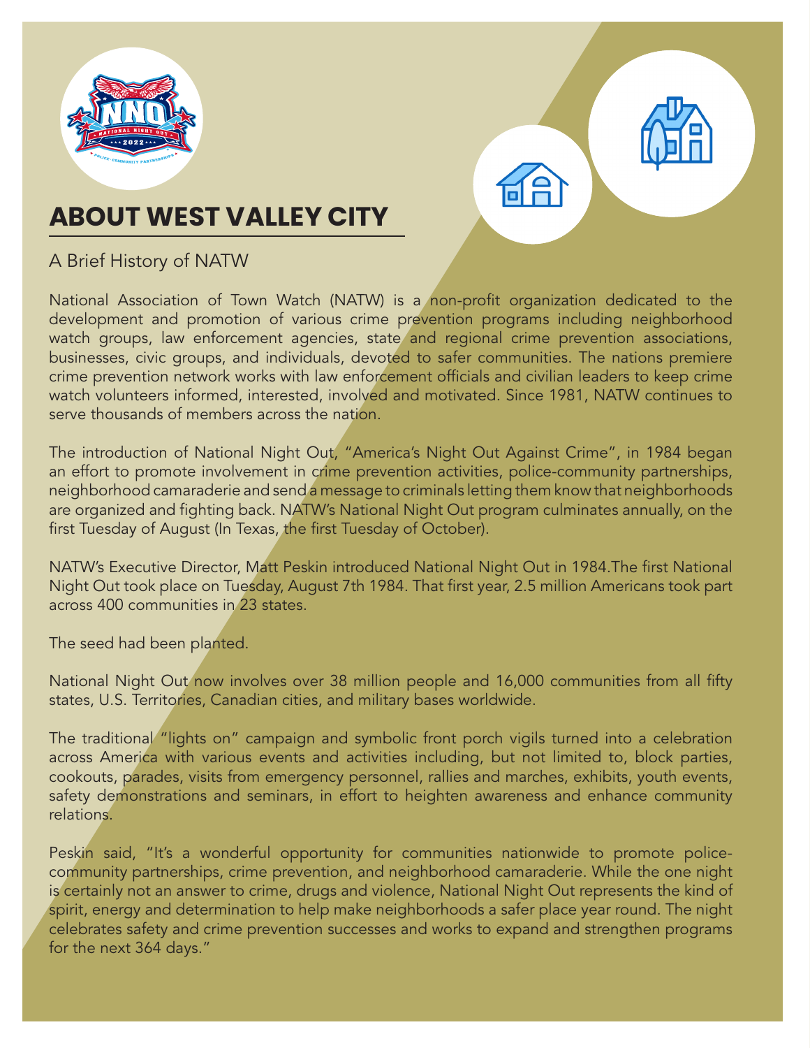# ABOUT WEST VALLEY CITY

A Brief History of NATW

National Association of Town Watch (NATW) is a non-profit organization dedicated to the development and promotion of various crime prevention programs including neighborhood watch groups, law enforcement agencies, state and regional crime prevention associations, businesses, civic groups, and individuals, devoted to safer communities. The nations premiere crime prevention network works with law enforcement officials and civilian leaders to keep crime watch volunteers informed, interested, involved and motivated. Since 1981, NATW continues to serve thousands of members across the nation.

The introduction of National Night Out, "America's Night Out Against Crime", in 1984 began an effort to promote involvement in crime prevention activities, police-community partnerships, neighborhood camaraderie and send a message to criminals letting them know that neighborhoods are organized and fighting back. NATW's National Night Out program culminates annually, on the first Tuesday of August (In Texas, the first Tuesday of October).

NATW's Executive Director, Matt Peskin introduced National Night Out in 1984.The first National Night Out took place on Tuesday, August 7th 1984. That first year, 2.5 million Americans took part across 400 communities in 23 states.

The seed had been planted.

National Night Out now involves over 38 million people and 16,000 communities from all fifty states, U.S. Territories, Canadian cities, and military bases worldwide.

The traditional "lights on" campaign and symbolic front porch vigils turned into a celebration across America with various events and activities including, but not limited to, block parties, cookouts, parades, visits from emergency personnel, rallies and marches, exhibits, youth events, safety demonstrations and seminars, in effort to heighten awareness and enhance community relations.

Peskin said, "It's a wonderful opportunity for communities nationwide to promote police-community partnerships, crime prevention, and neighborhood camaraderie. While the one night is certainly not an answer to crime, drugs and violence, National Night Out represents the kind of spirit, energy and determination to help make neighborhoods a safer place year round. The night celebrates safety and crime prevention successes and works to expand and strengthen programs for the next 364 days."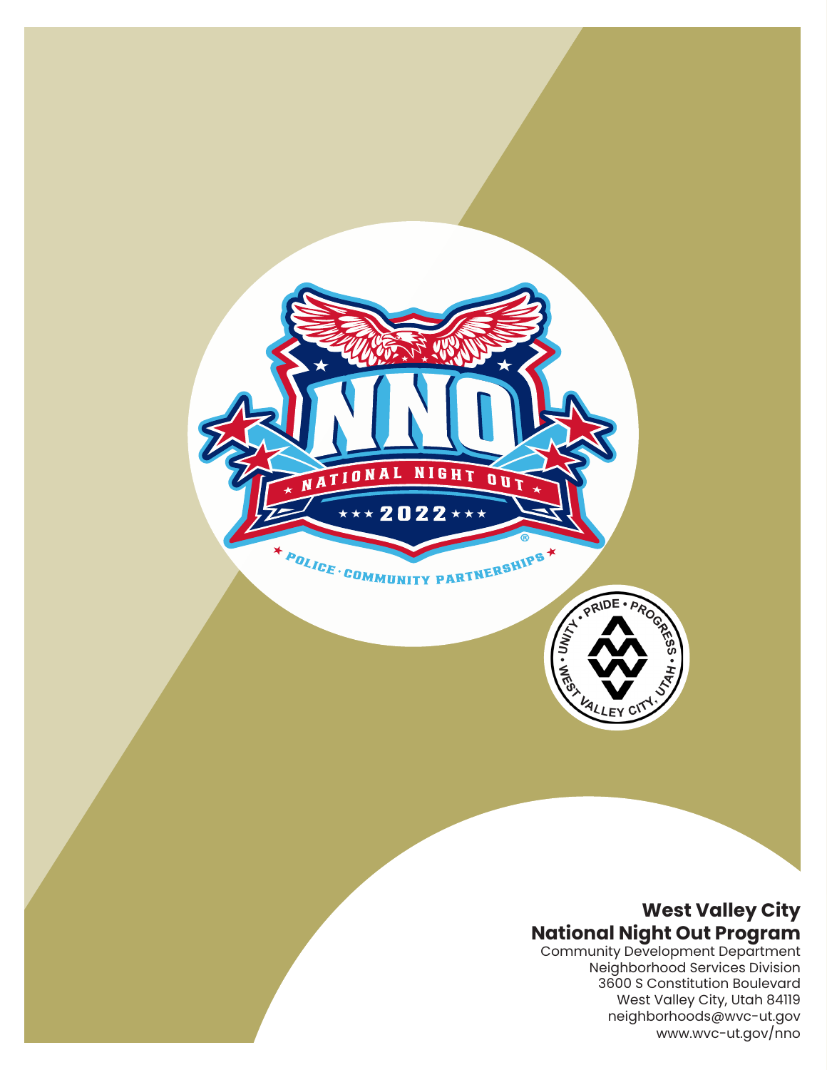**West Valley City**
**National Night Out Program**

Community Development Department
Neighborhood Services Division
3600 S Constitution Boulevard
West Valley City, Utah 84119
neighborhoods@wvc-ut.gov
www.wvc-ut.gov/nno